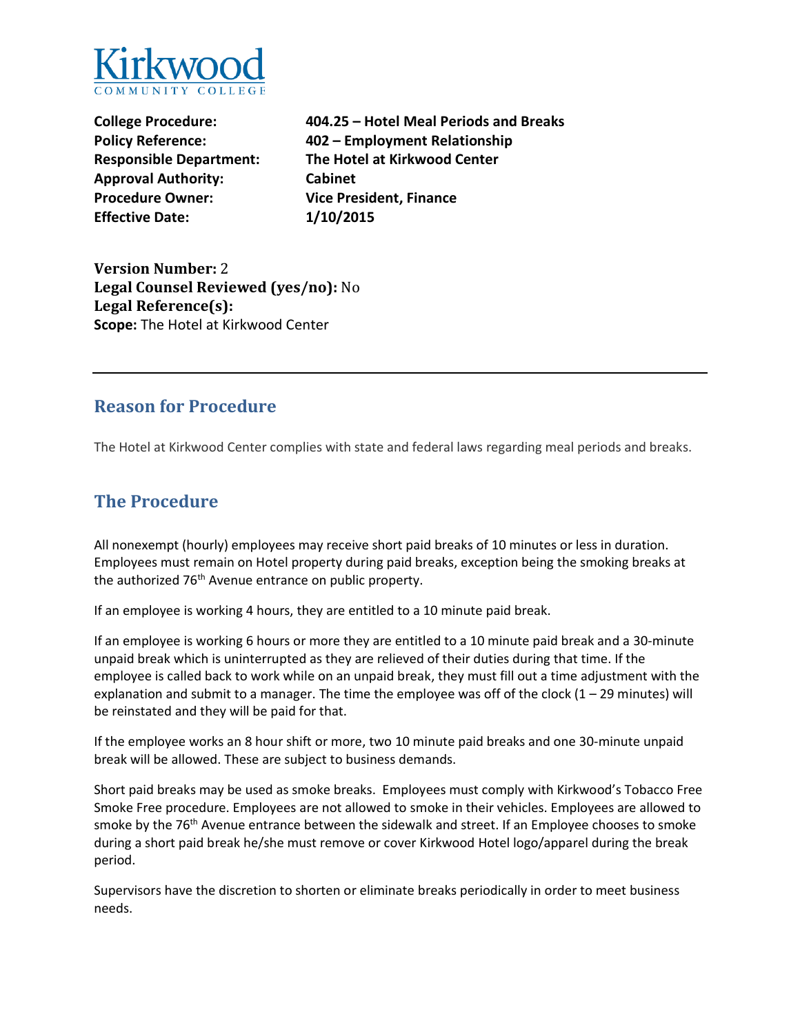Kirkwood
COMMUNITY COLLEGE

**College Procedure:** **404.25 – Hotel Meal Periods and Breaks**
**Policy Reference:** **402 – Employment Relationship**
**Responsible Department:** **The Hotel at Kirkwood Center**
**Approval Authority:** **Cabinet**
**Procedure Owner:** **Vice President, Finance**
**Effective Date:** **1/10/2015**

**Version Number:** 2
**Legal Counsel Reviewed (yes/no):** No
**Legal Reference(s):**
**Scope:** The Hotel at Kirkwood Center

---

## Reason for Procedure

The Hotel at Kirkwood Center complies with state and federal laws regarding meal periods and breaks.

## The Procedure

All nonexempt (hourly) employees may receive short paid breaks of 10 minutes or less in duration. Employees must remain on Hotel property during paid breaks, exception being the smoking breaks at the authorized 76th Avenue entrance on public property.

If an employee is working 4 hours, they are entitled to a 10 minute paid break.

If an employee is working 6 hours or more they are entitled to a 10 minute paid break and a 30-minute unpaid break which is uninterrupted as they are relieved of their duties during that time. If the employee is called back to work while on an unpaid break, they must fill out a time adjustment with the explanation and submit to a manager. The time the employee was off of the clock (1 – 29 minutes) will be reinstated and they will be paid for that.

If the employee works an 8 hour shift or more, two 10 minute paid breaks and one 30-minute unpaid break will be allowed. These are subject to business demands.

Short paid breaks may be used as smoke breaks. Employees must comply with Kirkwood's Tobacco Free Smoke Free procedure. Employees are not allowed to smoke in their vehicles. Employees are allowed to smoke by the 76th Avenue entrance between the sidewalk and street. If an Employee chooses to smoke during a short paid break he/she must remove or cover Kirkwood Hotel logo/apparel during the break period.

Supervisors have the discretion to shorten or eliminate breaks periodically in order to meet business needs.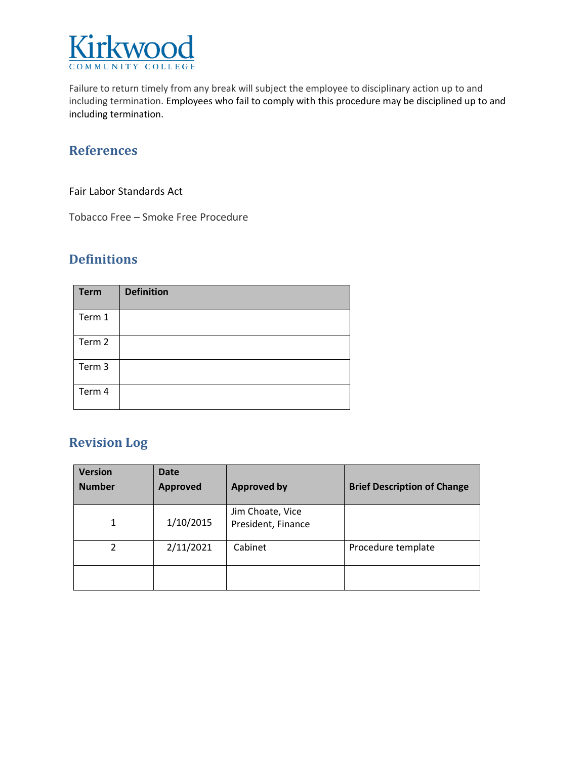Failure to return timely from any break will subject the employee to disciplinary action up to and including termination. Employees who fail to comply with this procedure may be disciplined up to and including termination.

## References

Fair Labor Standards Act

Tobacco Free – Smoke Free Procedure

## Definitions

| Term | Definition |
|---|---|
| Term 1 | |
| Term 2 | |
| Term 3 | |
| Term 4 | |

## Revision Log

| Version Number | Date Approved | Approved by | Brief Description of Change |
|---|---|---|---|
| 1 | 1/10/2015 | Jim Choate, Vice President, Finance | |
| 2 | 2/11/2021 | Cabinet | Procedure template |
| | | | |